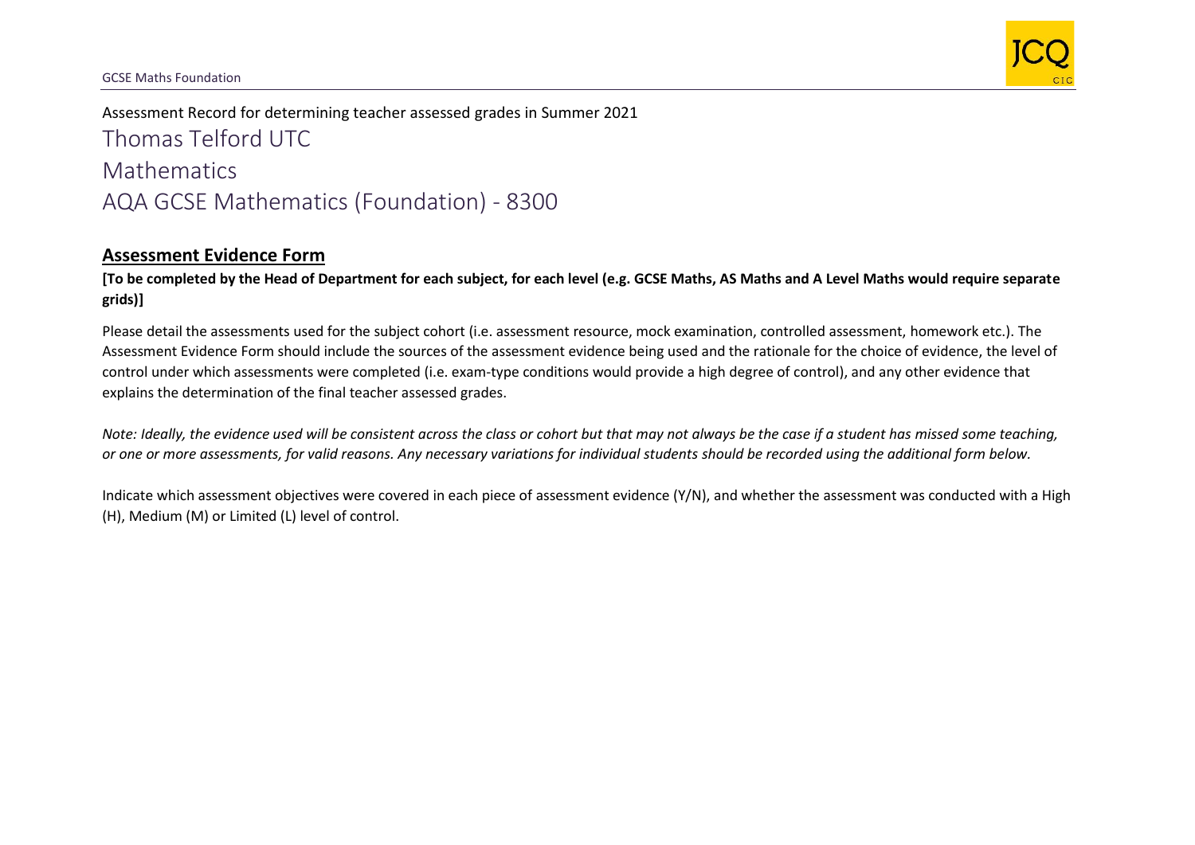Assessment Record for determining teacher assessed grades in Summer 2021

# Thomas Telford UTC

# Mathematics

# AQA GCSE Mathematics (Foundation) - 8300

## Assessment Evidence Form

**[To be completed by the Head of Department for each subject, for each level (e.g. GCSE Maths, AS Maths and A Level Maths would require separate grids)]**

Please detail the assessments used for the subject cohort (i.e. assessment resource, mock examination, controlled assessment, homework etc.). The Assessment Evidence Form should include the sources of the assessment evidence being used and the rationale for the choice of evidence, the level of control under which assessments were completed (i.e. exam-type conditions would provide a high degree of control), and any other evidence that explains the determination of the final teacher assessed grades.

*Note: Ideally, the evidence used will be consistent across the class or cohort but that may not always be the case if a student has missed some teaching, or one or more assessments, for valid reasons. Any necessary variations for individual students should be recorded using the additional form below.*

Indicate which assessment objectives were covered in each piece of assessment evidence (Y/N), and whether the assessment was conducted with a High (H), Medium (M) or Limited (L) level of control.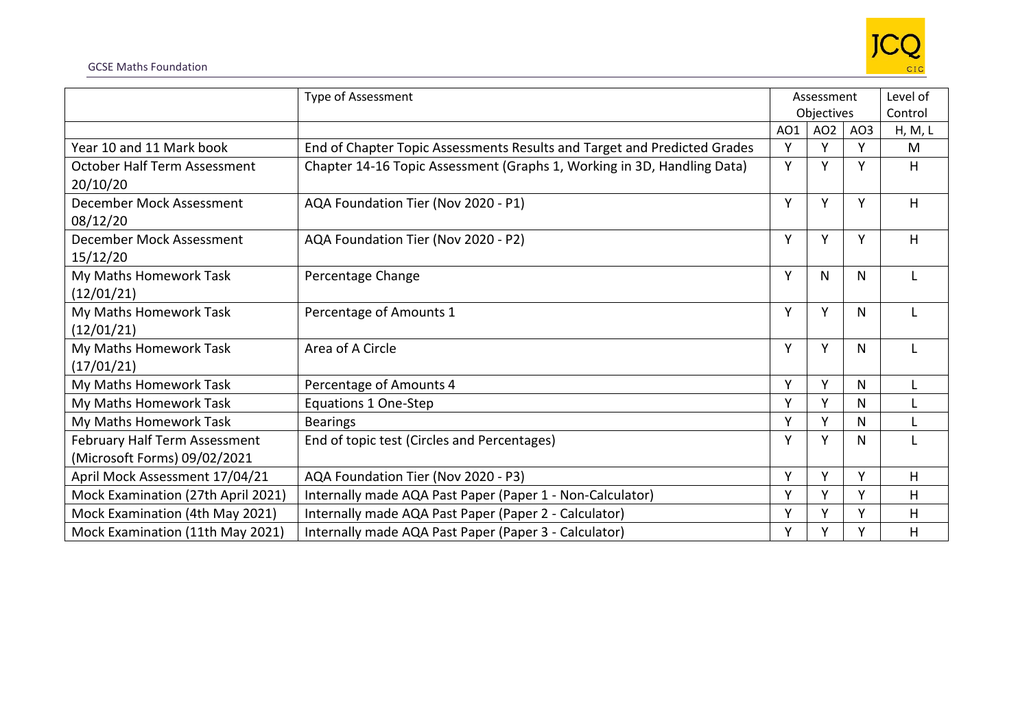| | Type of Assessment | Assessment Objectives | | | Level of Control |
|---|---|---|---|---|---|
| | | AO1 | AO2 | AO3 | H, M, L |
| Year 10 and 11 Mark book | End of Chapter Topic Assessments Results and Target and Predicted Grades | Y | Y | Y | M |
| October Half Term Assessment 20/10/20 | Chapter 14-16 Topic Assessment (Graphs 1, Working in 3D, Handling Data) | Y | Y | Y | H |
| December Mock Assessment 08/12/20 | AQA Foundation Tier (Nov 2020 - P1) | Y | Y | Y | H |
| December Mock Assessment 15/12/20 | AQA Foundation Tier (Nov 2020 - P2) | Y | Y | Y | H |
| My Maths Homework Task (12/01/21) | Percentage Change | Y | N | N | L |
| My Maths Homework Task (12/01/21) | Percentage of Amounts 1 | Y | Y | N | L |
| My Maths Homework Task (17/01/21) | Area of A Circle | Y | Y | N | L |
| My Maths Homework Task | Percentage of Amounts 4 | Y | Y | N | L |
| My Maths Homework Task | Equations 1 One-Step | Y | Y | N | L |
| My Maths Homework Task | Bearings | Y | Y | N | L |
| February Half Term Assessment (Microsoft Forms) 09/02/2021 | End of topic test (Circles and Percentages) | Y | Y | N | L |
| April Mock Assessment 17/04/21 | AQA Foundation Tier (Nov 2020 - P3) | Y | Y | Y | H |
| Mock Examination (27th April 2021) | Internally made AQA Past Paper (Paper 1 - Non-Calculator) | Y | Y | Y | H |
| Mock Examination (4th May 2021) | Internally made AQA Past Paper (Paper 2 - Calculator) | Y | Y | Y | H |
| Mock Examination (11th May 2021) | Internally made AQA Past Paper (Paper 3 - Calculator) | Y | Y | Y | H |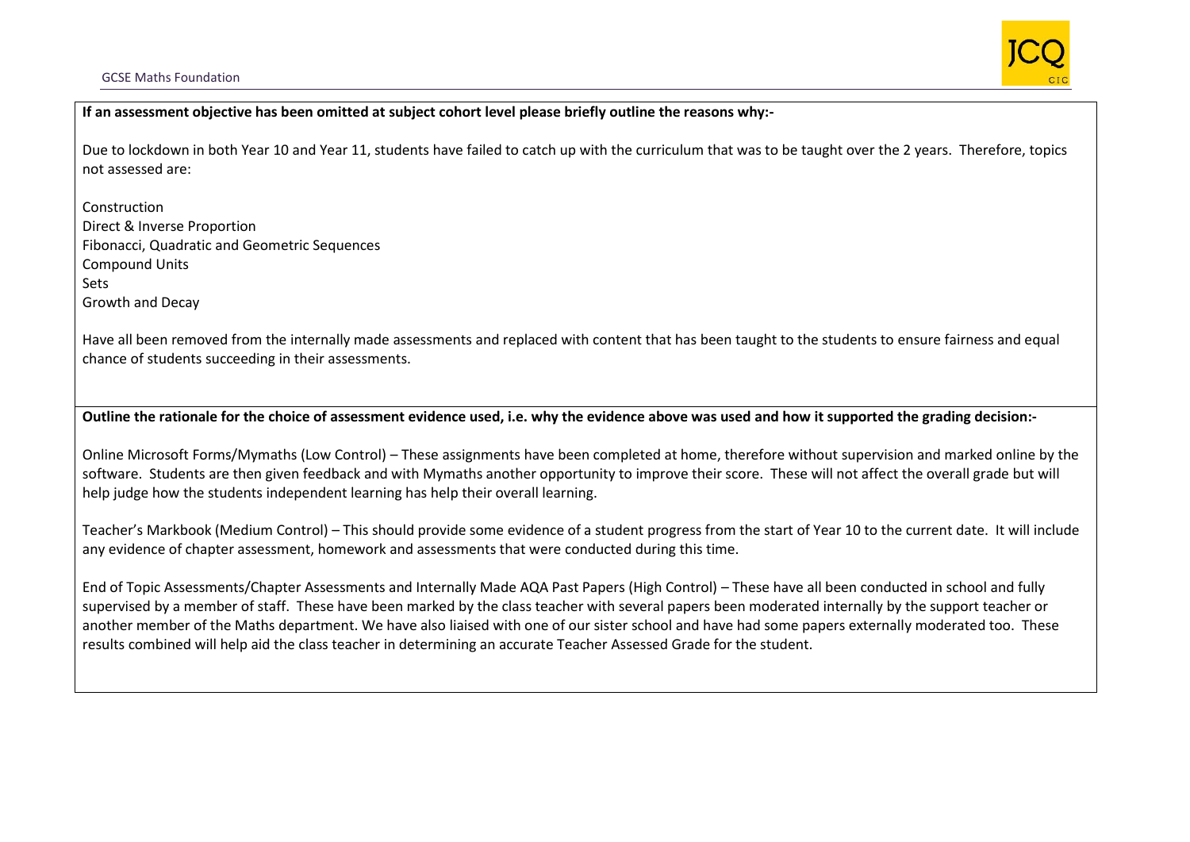**If an assessment objective has been omitted at subject cohort level please briefly outline the reasons why:-**

Due to lockdown in both Year 10 and Year 11, students have failed to catch up with the curriculum that was to be taught over the 2 years. Therefore, topics not assessed are:

Construction
Direct & Inverse Proportion
Fibonacci, Quadratic and Geometric Sequences
Compound Units
Sets
Growth and Decay

Have all been removed from the internally made assessments and replaced with content that has been taught to the students to ensure fairness and equal chance of students succeeding in their assessments.

**Outline the rationale for the choice of assessment evidence used, i.e. why the evidence above was used and how it supported the grading decision:-**

Online Microsoft Forms/Mymaths (Low Control) – These assignments have been completed at home, therefore without supervision and marked online by the software. Students are then given feedback and with Mymaths another opportunity to improve their score. These will not affect the overall grade but will help judge how the students independent learning has help their overall learning.

Teacher's Markbook (Medium Control) – This should provide some evidence of a student progress from the start of Year 10 to the current date. It will include any evidence of chapter assessment, homework and assessments that were conducted during this time.

End of Topic Assessments/Chapter Assessments and Internally Made AQA Past Papers (High Control) – These have all been conducted in school and fully supervised by a member of staff. These have been marked by the class teacher with several papers been moderated internally by the support teacher or another member of the Maths department. We have also liaised with one of our sister school and have had some papers externally moderated too. These results combined will help aid the class teacher in determining an accurate Teacher Assessed Grade for the student.